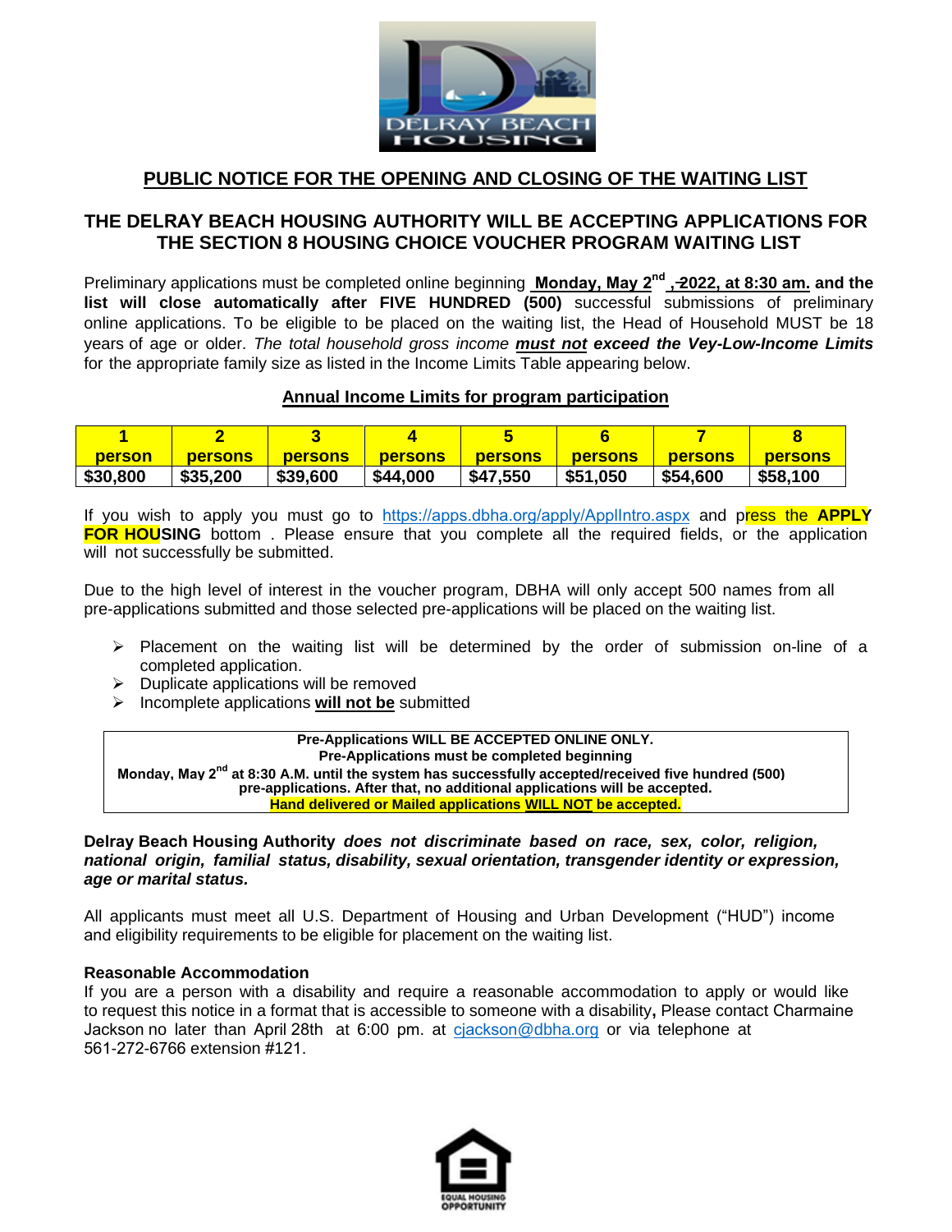## PUBLIC NOTICE FOR THE OPENING AND CLOSING OF THE WAITING LIST

## THE DELRAY BEACH HOUSING AUTHORITY WILL BE ACCEPTING APPLICATIONS FOR THE SECTION 8 HOUSING CHOICE VOUCHER PROGRAM WAITING LIST

Preliminary applications must be completed online beginning **Monday, May 2nd , 2022, at 8:30 am. and the list will close automatically after FIVE HUNDRED (500)** successful submissions of preliminary online applications. To be eligible to be placed on the waiting list, the Head of Household MUST be 18 years of age or older. *The total household gross income **must not** exceed the Vey-Low-Income Limits* for the appropriate family size as listed in the Income Limits Table appearing below.

**Annual Income Limits for program participation**

| 1 person | 2 persons | 3 persons | 4 persons | 5 persons | 6 persons | 7 persons | 8 persons |
|---|---|---|---|---|---|---|---|
| $30,800 | $35,200 | $39,600 | $44,000 | $47,550 | $51,050 | $54,600 | $58,100 |

If you wish to apply you must go to https://apps.dbha.org/apply/ApplIntro.aspx and press the **APPLY FOR HOUSING** bottom . Please ensure that you complete all the required fields, or the application will not successfully be submitted.

Due to the high level of interest in the voucher program, DBHA will only accept 500 names from all pre-applications submitted and those selected pre-applications will be placed on the waiting list.

- Placement on the waiting list will be determined by the order of submission on-line of a completed application.
- Duplicate applications will be removed
- Incomplete applications **will not be** submitted

**Pre-Applications WILL BE ACCEPTED ONLINE ONLY.**
**Pre-Applications must be completed beginning**
**Monday, May 2nd at 8:30 A.M. until the system has successfully accepted/received five hundred (500) pre-applications. After that, no additional applications will be accepted.**
**Hand delivered or Mailed applications WILL NOT be accepted.**

**Delray Beach Housing Authority** ***does not discriminate based on race, sex, color, religion, national origin, familial status, disability, sexual orientation, transgender identity or expression, age or marital status.***

All applicants must meet all U.S. Department of Housing and Urban Development ("HUD") income and eligibility requirements to be eligible for placement on the waiting list.

**Reasonable Accommodation**
If you are a person with a disability and require a reasonable accommodation to apply or would like to request this notice in a format that is accessible to someone with a disability**,** Please contact Charmaine Jackson no later than April 28th at 6:00 pm. at cjackson@dbha.org or via telephone at 561-272-6766 extension #121.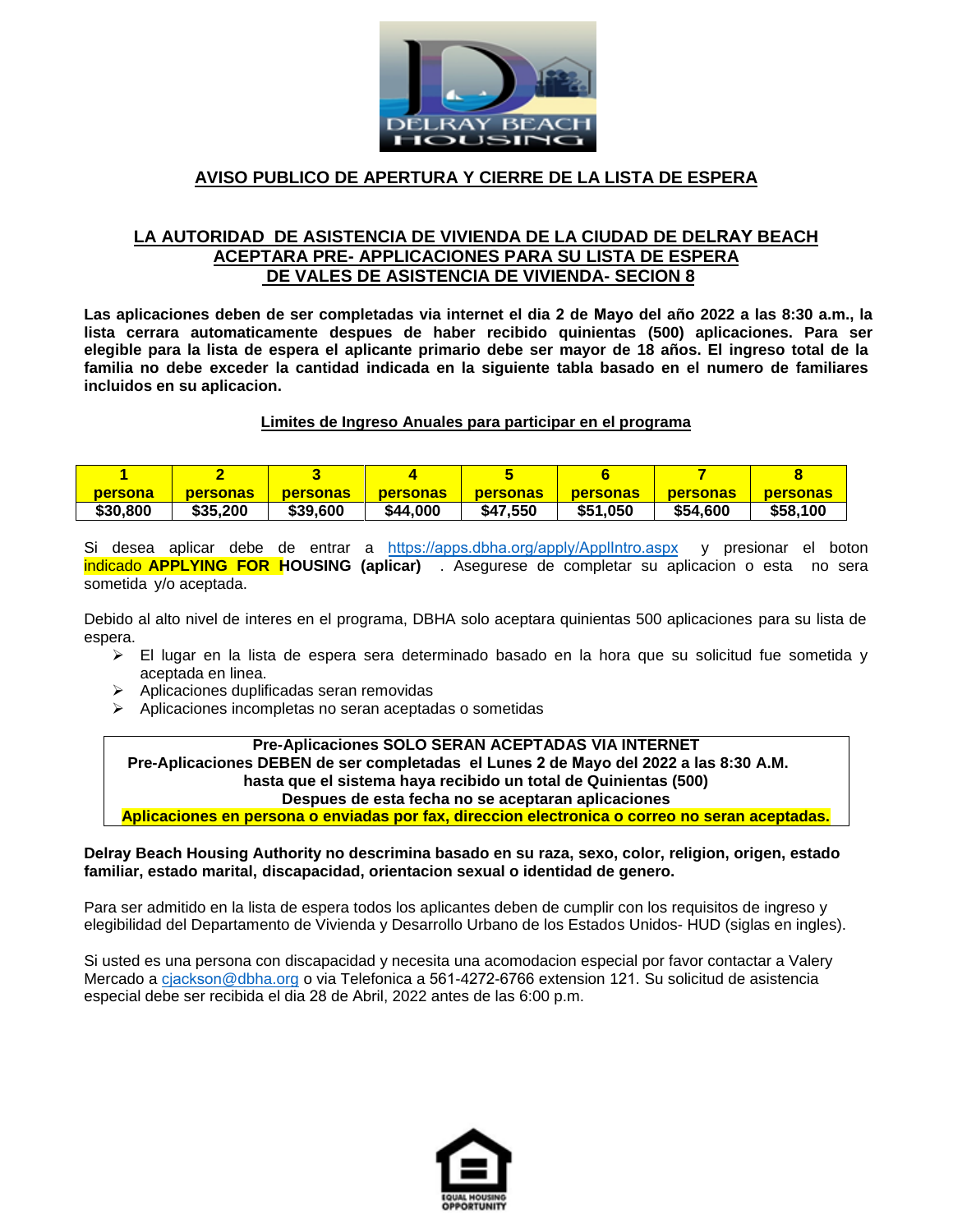## AVISO PUBLICO DE APERTURA Y CIERRE DE LA LISTA DE ESPERA

## LA AUTORIDAD DE ASISTENCIA DE VIVIENDA DE LA CIUDAD DE DELRAY BEACH ACEPTARA PRE- APPLICACIONES PARA SU LISTA DE ESPERA DE VALES DE ASISTENCIA DE VIVIENDA- SECION 8

**Las aplicaciones deben de ser completadas via internet el dia 2 de Mayo del año 2022 a las 8:30 a.m., la lista cerrara automaticamente despues de haber recibido quinientas (500) aplicaciones. Para ser elegible para la lista de espera el aplicante primario debe ser mayor de 18 años. El ingreso total de la familia no debe exceder la cantidad indicada en la siguiente tabla basado en el numero de familiares incluidos en su aplicacion.**

**Limites de Ingreso Anuales para participar en el programa**

| 1 persona | 2 personas | 3 personas | 4 personas | 5 personas | 6 personas | 7 personas | 8 personas |
|---|---|---|---|---|---|---|---|
| $30,800 | $35,200 | $39,600 | $44,000 | $47,550 | $51,050 | $54,600 | $58,100 |

Si desea aplicar debe de entrar a https://apps.dbha.org/apply/ApplIntro.aspx y presionar el boton indicado **APPLYING FOR HOUSING (aplicar)** . Asegurese de completar su aplicacion o esta no sera sometida y/o aceptada.

Debido al alto nivel de interes en el programa, DBHA solo aceptara quinientas 500 aplicaciones para su lista de espera.

- El lugar en la lista de espera sera determinado basado en la hora que su solicitud fue sometida y aceptada en linea.
- Aplicaciones duplificadas seran removidas
- Aplicaciones incompletas no seran aceptadas o sometidas

**Pre-Aplicaciones SOLO SERAN ACEPTADAS VIA INTERNET**
**Pre-Aplicaciones DEBEN de ser completadas el Lunes 2 de Mayo del 2022 a las 8:30 A.M. hasta que el sistema haya recibido un total de Quinientas (500)**
**Despues de esta fecha no se aceptaran aplicaciones**
**Aplicaciones en persona o enviadas por fax, direccion electronica o correo no seran aceptadas.**

**Delray Beach Housing Authority no descrimina basado en su raza, sexo, color, religion, origen, estado familiar, estado marital, discapacidad, orientacion sexual o identidad de genero.**

Para ser admitido en la lista de espera todos los aplicantes deben de cumplir con los requisitos de ingreso y elegibilidad del Departamento de Vivienda y Desarrollo Urbano de los Estados Unidos- HUD (siglas en ingles).

Si usted es una persona con discapacidad y necesita una acomodacion especial por favor contactar a Valery Mercado a cjackson@dbha.org o via Telefonica a 561-4272-6766 extension 121. Su solicitud de asistencia especial debe ser recibida el dia 28 de Abril, 2022 antes de las 6:00 p.m.

EQUAL HOUSING OPPORTUNITY